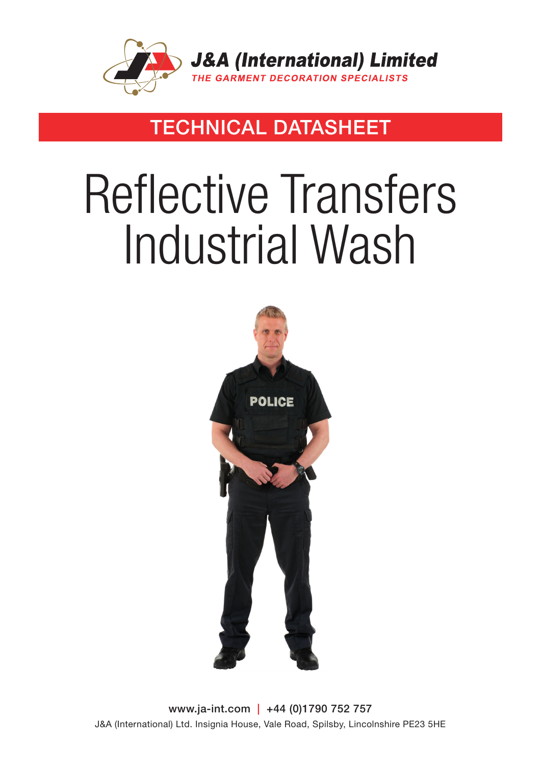J&A (International) Limited

*THE GARMENT DECORATION SPECIALISTS*

## TECHNICAL DATASHEET

# Reflective Transfers Industrial Wash

www.ja-int.com | +44 (0)1790 752 757

J&A (International) Ltd. Insignia House, Vale Road, Spilsby, Lincolnshire PE23 5HE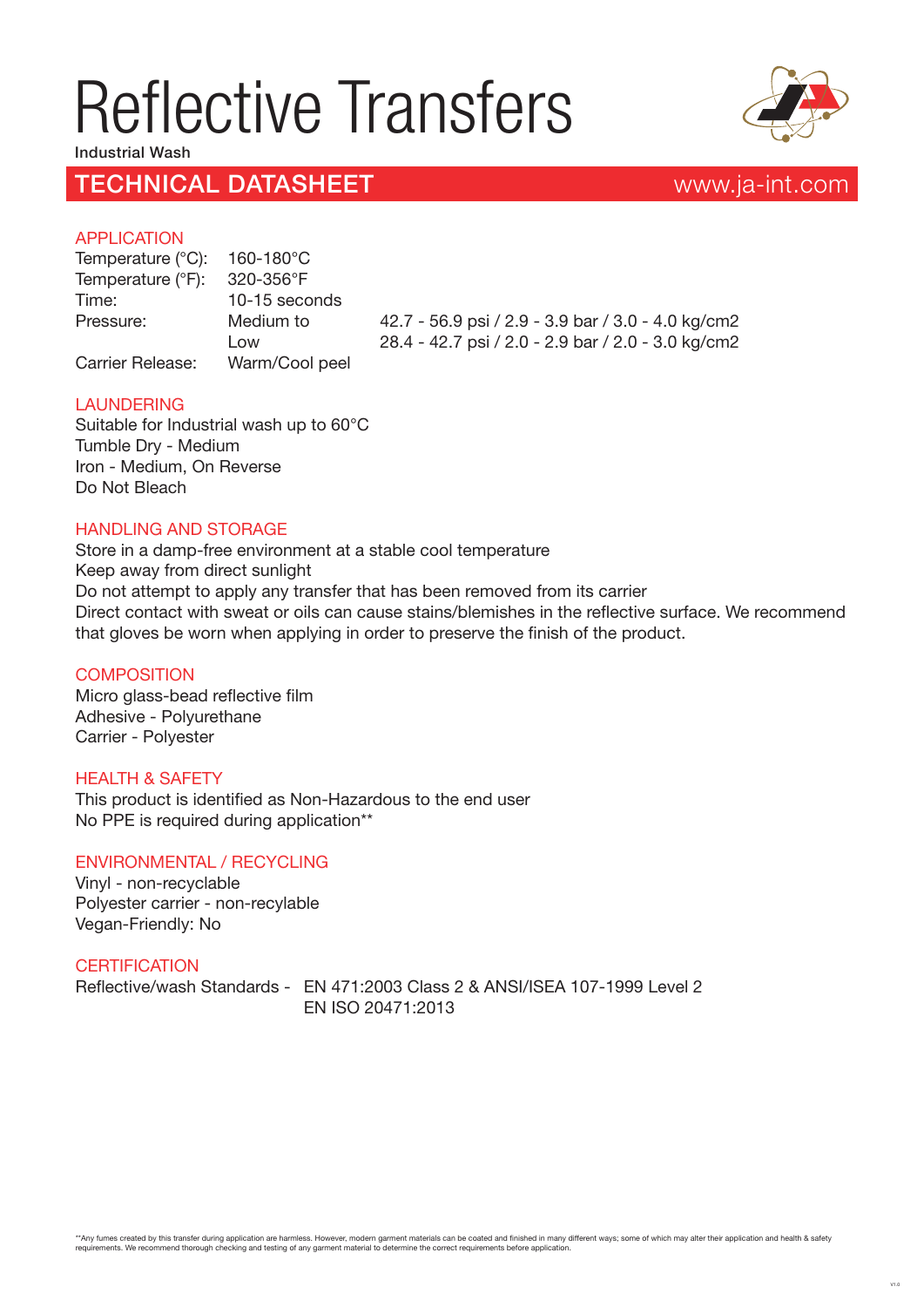# Reflective Transfers

Industrial Wash

## TECHNICAL DATASHEET

www.ja-int.com

### APPLICATION

| | | |
|---|---|---|
| Temperature (°C): | 160-180°C | |
| Temperature (°F): | 320-356°F | |
| Time: | 10-15 seconds | |
| Pressure: | Medium to | 42.7 - 56.9 psi / 2.9 - 3.9 bar / 3.0 - 4.0 kg/cm2 |
| | Low | 28.4 - 42.7 psi / 2.0 - 2.9 bar / 2.0 - 3.0 kg/cm2 |
| Carrier Release: | Warm/Cool peel | |

### LAUNDERING

Suitable for Industrial wash up to 60°C
Tumble Dry - Medium
Iron - Medium, On Reverse
Do Not Bleach

### HANDLING AND STORAGE

Store in a damp-free environment at a stable cool temperature
Keep away from direct sunlight
Do not attempt to apply any transfer that has been removed from its carrier
Direct contact with sweat or oils can cause stains/blemishes in the reflective surface. We recommend that gloves be worn when applying in order to preserve the finish of the product.

### COMPOSITION

Micro glass-bead reflective film
Adhesive - Polyurethane
Carrier - Polyester

### HEALTH & SAFETY

This product is identified as Non-Hazardous to the end user
No PPE is required during application**

### ENVIRONMENTAL / RECYCLING

Vinyl - non-recyclable
Polyester carrier - non-recylable
Vegan-Friendly: No

### CERTIFICATION

Reflective/wash Standards - EN 471:2003 Class 2 & ANSI/ISEA 107-1999 Level 2
EN ISO 20471:2013

**Any fumes created by this transfer during application are harmless. However, modern garment materials can be coated and finished in many different ways; some of which may alter their application and health & safety requirements. We recommend thorough checking and testing of any garment material to determine the correct requirements before application.